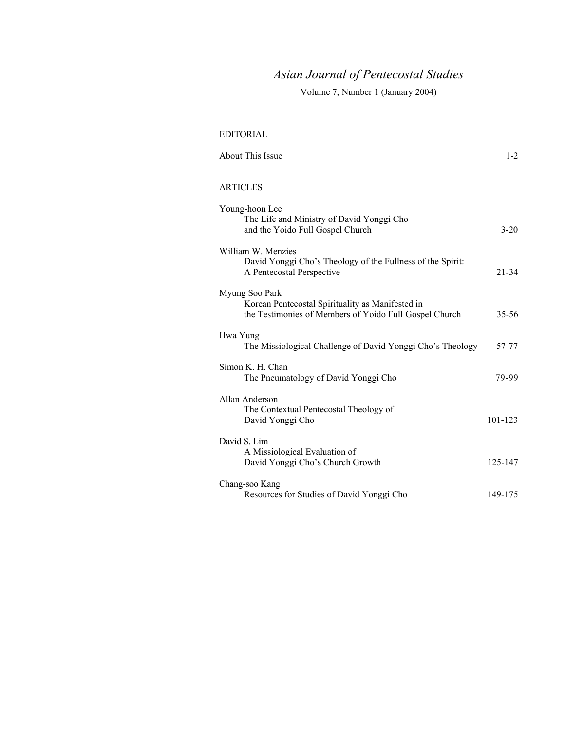# *Asian Journal of Pentecostal Studies*

Volume 7, Number 1 (January 2004)

## EDITORIAL

About This Issue 1-2

## ARTICLES

Young-hoon Lee
The Life and Ministry of David Yonggi Cho and the Yoido Full Gospel Church 3-20

William W. Menzies
David Yonggi Cho's Theology of the Fullness of the Spirit: A Pentecostal Perspective 21-34

Myung Soo Park
Korean Pentecostal Spirituality as Manifested in the Testimonies of Members of Yoido Full Gospel Church 35-56

Hwa Yung
The Missiological Challenge of David Yonggi Cho's Theology 57-77

Simon K. H. Chan
The Pneumatology of David Yonggi Cho 79-99

Allan Anderson
The Contextual Pentecostal Theology of David Yonggi Cho 101-123

David S. Lim
A Missiological Evaluation of David Yonggi Cho's Church Growth 125-147

Chang-soo Kang
Resources for Studies of David Yonggi Cho 149-175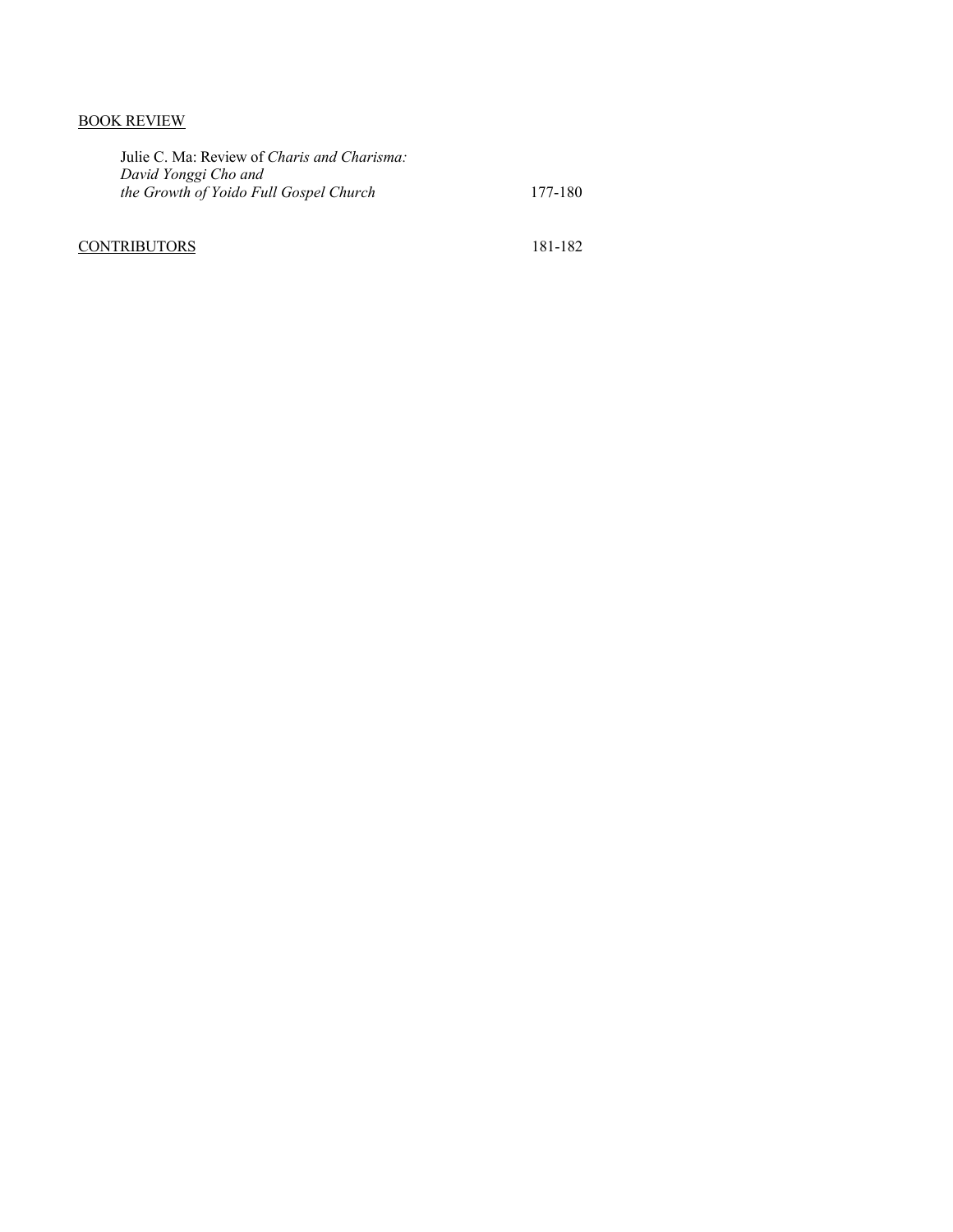BOOK REVIEW

Julie C. Ma: Review of *Charis and Charisma: David Yonggi Cho and the Growth of Yoido Full Gospel Church* 177-180

CONTRIBUTORS 181-182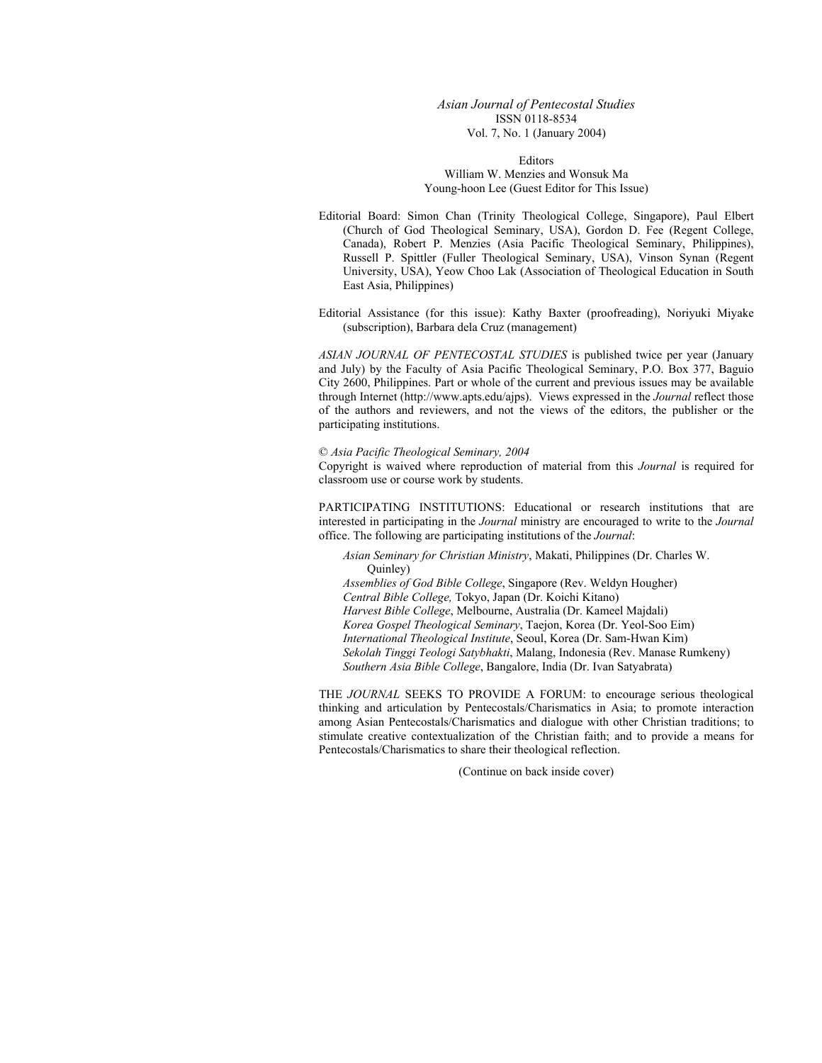*Asian Journal of Pentecostal Studies*
ISSN 0118-8534
Vol. 7, No. 1 (January 2004)

Editors
William W. Menzies and Wonsuk Ma
Young-hoon Lee (Guest Editor for This Issue)

Editorial Board: Simon Chan (Trinity Theological College, Singapore), Paul Elbert (Church of God Theological Seminary, USA), Gordon D. Fee (Regent College, Canada), Robert P. Menzies (Asia Pacific Theological Seminary, Philippines), Russell P. Spittler (Fuller Theological Seminary, USA), Vinson Synan (Regent University, USA), Yeow Choo Lak (Association of Theological Education in South East Asia, Philippines)

Editorial Assistance (for this issue): Kathy Baxter (proofreading), Noriyuki Miyake (subscription), Barbara dela Cruz (management)

*ASIAN JOURNAL OF PENTECOSTAL STUDIES* is published twice per year (January and July) by the Faculty of Asia Pacific Theological Seminary, P.O. Box 377, Baguio City 2600, Philippines. Part or whole of the current and previous issues may be available through Internet (http://www.apts.edu/ajps). Views expressed in the *Journal* reflect those of the authors and reviewers, and not the views of the editors, the publisher or the participating institutions.

© *Asia Pacific Theological Seminary, 2004*
Copyright is waived where reproduction of material from this *Journal* is required for classroom use or course work by students.

PARTICIPATING INSTITUTIONS: Educational or research institutions that are interested in participating in the *Journal* ministry are encouraged to write to the *Journal* office. The following are participating institutions of the *Journal*:

*Asian Seminary for Christian Ministry*, Makati, Philippines (Dr. Charles W. Quinley)
*Assemblies of God Bible College*, Singapore (Rev. Weldyn Hougher)
*Central Bible College,* Tokyo, Japan (Dr. Koichi Kitano)
*Harvest Bible College*, Melbourne, Australia (Dr. Kameel Majdali)
*Korea Gospel Theological Seminary*, Taejon, Korea (Dr. Yeol-Soo Eim)
*International Theological Institute*, Seoul, Korea (Dr. Sam-Hwan Kim)
*Sekolah Tinggi Teologi Satybhakti*, Malang, Indonesia (Rev. Manase Rumkeny)
*Southern Asia Bible College*, Bangalore, India (Dr. Ivan Satyabrata)

THE *JOURNAL* SEEKS TO PROVIDE A FORUM: to encourage serious theological thinking and articulation by Pentecostals/Charismatics in Asia; to promote interaction among Asian Pentecostals/Charismatics and dialogue with other Christian traditions; to stimulate creative contextualization of the Christian faith; and to provide a means for Pentecostals/Charismatics to share their theological reflection.

(Continue on back inside cover)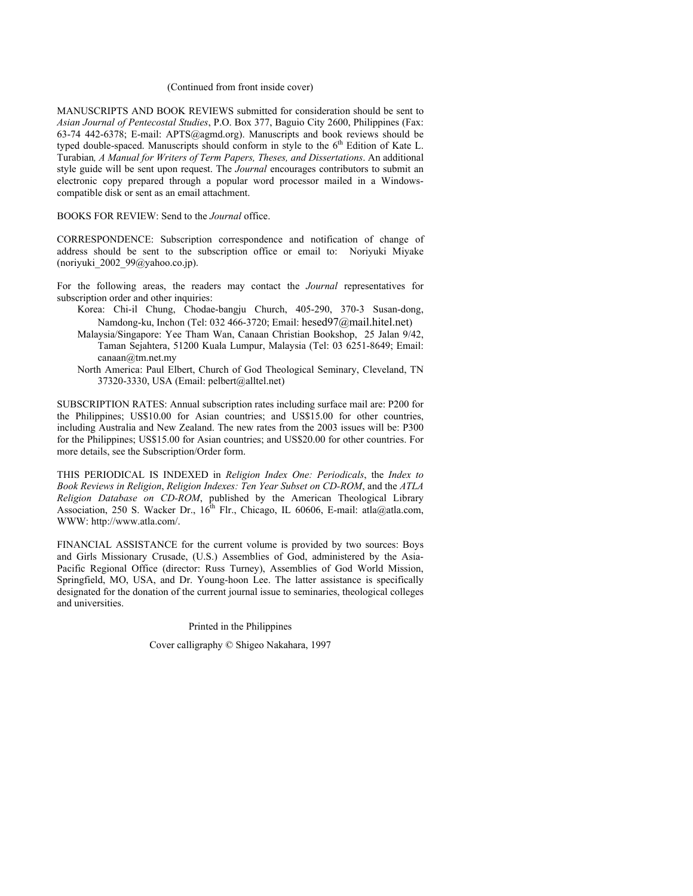(Continued from front inside cover)

MANUSCRIPTS AND BOOK REVIEWS submitted for consideration should be sent to *Asian Journal of Pentecostal Studies*, P.O. Box 377, Baguio City 2600, Philippines (Fax: 63-74 442-6378; E-mail: APTS@agmd.org). Manuscripts and book reviews should be typed double-spaced. Manuscripts should conform in style to the 6th Edition of Kate L. Turabian*, A Manual for Writers of Term Papers, Theses, and Dissertations*. An additional style guide will be sent upon request. The *Journal* encourages contributors to submit an electronic copy prepared through a popular word processor mailed in a Windows-compatible disk or sent as an email attachment.

BOOKS FOR REVIEW: Send to the *Journal* office.

CORRESPONDENCE: Subscription correspondence and notification of change of address should be sent to the subscription office or email to: Noriyuki Miyake (noriyuki_2002_99@yahoo.co.jp).

For the following areas, the readers may contact the *Journal* representatives for subscription order and other inquiries:

- Korea: Chi-il Chung, Chodae-bangju Church, 405-290, 370-3 Susan-dong, Namdong-ku, Inchon (Tel: 032 466-3720; Email: hesed97@mail.hitel.net)
- Malaysia/Singapore: Yee Tham Wan, Canaan Christian Bookshop, 25 Jalan 9/42, Taman Sejahtera, 51200 Kuala Lumpur, Malaysia (Tel: 03 6251-8649; Email: canaan@tm.net.my
- North America: Paul Elbert, Church of God Theological Seminary, Cleveland, TN 37320-3330, USA (Email: pelbert@alltel.net)

SUBSCRIPTION RATES: Annual subscription rates including surface mail are: P200 for the Philippines; US$10.00 for Asian countries; and US$15.00 for other countries, including Australia and New Zealand. The new rates from the 2003 issues will be: P300 for the Philippines; US$15.00 for Asian countries; and US$20.00 for other countries. For more details, see the Subscription/Order form.

THIS PERIODICAL IS INDEXED in *Religion Index One: Periodicals*, the *Index to Book Reviews in Religion*, *Religion Indexes: Ten Year Subset on CD-ROM*, and the *ATLA Religion Database on CD-ROM*, published by the American Theological Library Association, 250 S. Wacker Dr., 16th Flr., Chicago, IL 60606, E-mail: atla@atla.com, WWW: http://www.atla.com/.

FINANCIAL ASSISTANCE for the current volume is provided by two sources: Boys and Girls Missionary Crusade, (U.S.) Assemblies of God, administered by the Asia-Pacific Regional Office (director: Russ Turney), Assemblies of God World Mission, Springfield, MO, USA, and Dr. Young-hoon Lee. The latter assistance is specifically designated for the donation of the current journal issue to seminaries, theological colleges and universities.

Printed in the Philippines

Cover calligraphy © Shigeo Nakahara, 1997